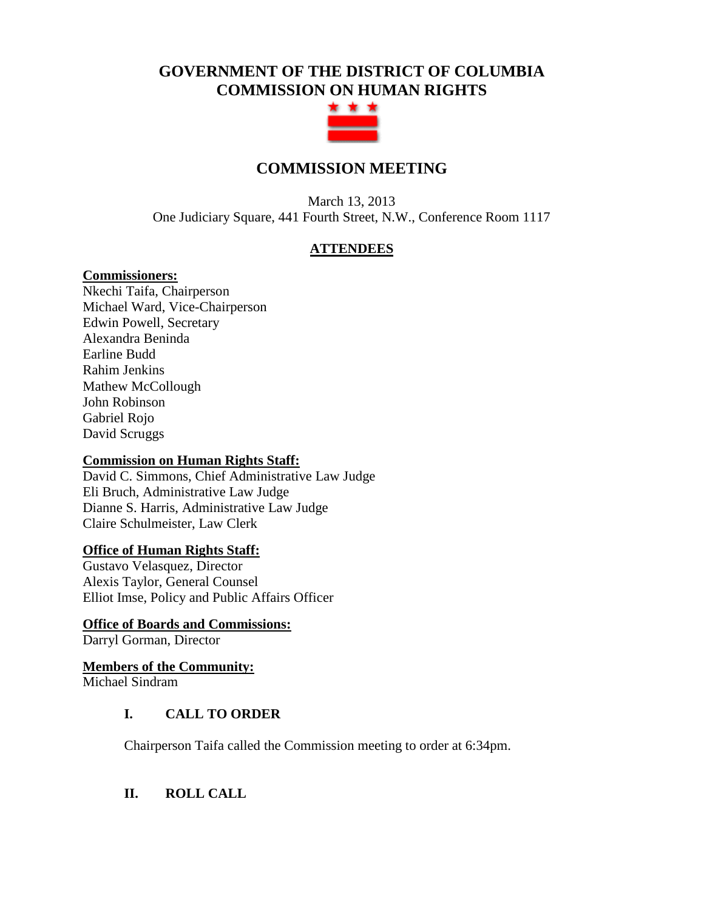# GOVERNMENT OF THE DISTRICT OF COLUMBIA
# COMMISSION ON HUMAN RIGHTS

## COMMISSION MEETING

March 13, 2013
One Judiciary Square, 441 Fourth Street, N.W., Conference Room 1117

### ATTENDEES

**Commissioners:**
Nkechi Taifa, Chairperson
Michael Ward, Vice-Chairperson
Edwin Powell, Secretary
Alexandra Beninda
Earline Budd
Rahim Jenkins
Mathew McCollough
John Robinson
Gabriel Rojo
David Scruggs

**Commission on Human Rights Staff:**
David C. Simmons, Chief Administrative Law Judge
Eli Bruch, Administrative Law Judge
Dianne S. Harris, Administrative Law Judge
Claire Schulmeister, Law Clerk

**Office of Human Rights Staff:**
Gustavo Velasquez, Director
Alexis Taylor, General Counsel
Elliot Imse, Policy and Public Affairs Officer

**Office of Boards and Commissions:**
Darryl Gorman, Director

**Members of the Community:**
Michael Sindram

### I. CALL TO ORDER

Chairperson Taifa called the Commission meeting to order at 6:34pm.

### II. ROLL CALL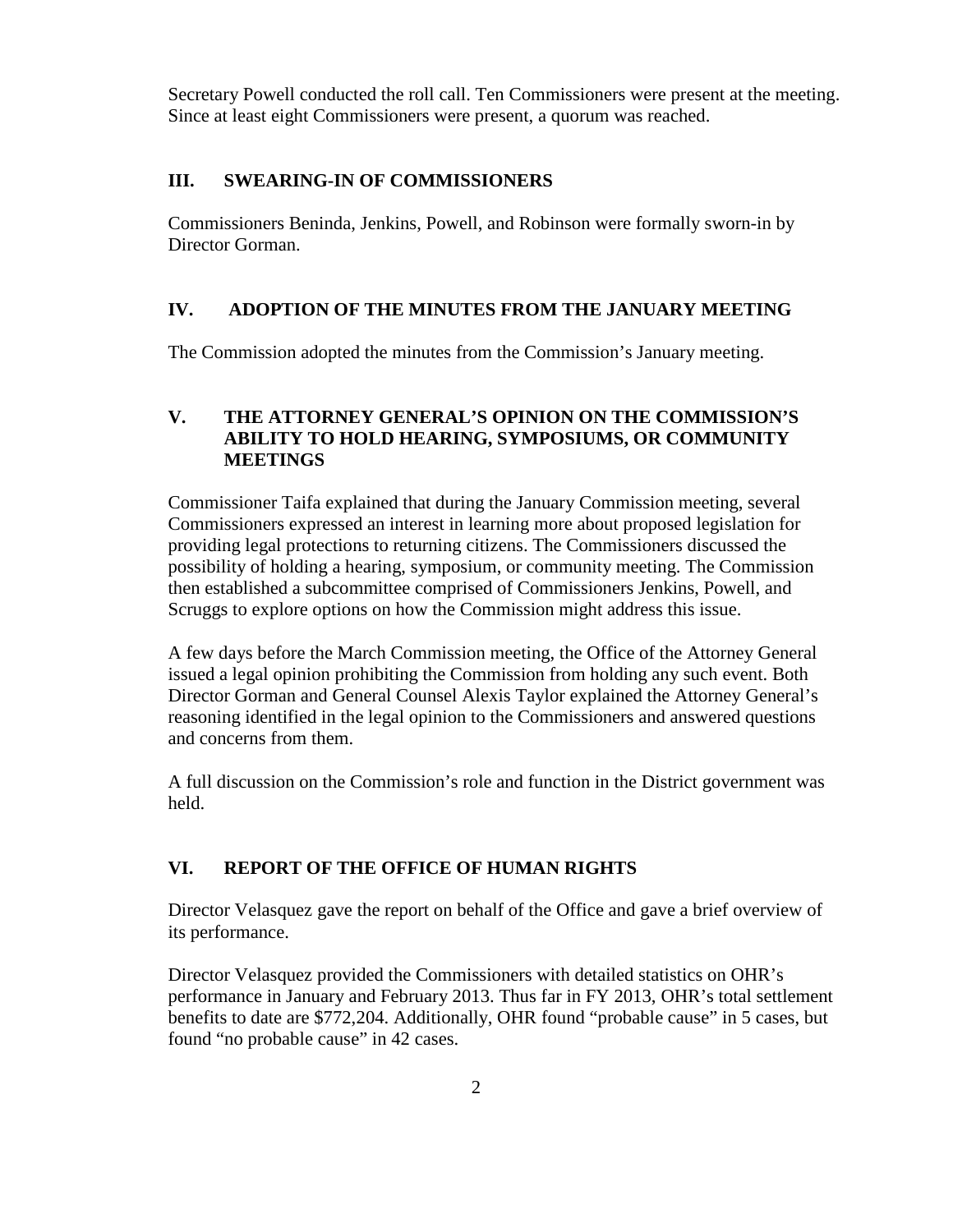Secretary Powell conducted the roll call. Ten Commissioners were present at the meeting. Since at least eight Commissioners were present, a quorum was reached.

## III. SWEARING-IN OF COMMISSIONERS

Commissioners Beninda, Jenkins, Powell, and Robinson were formally sworn-in by Director Gorman.

## IV. ADOPTION OF THE MINUTES FROM THE JANUARY MEETING

The Commission adopted the minutes from the Commission's January meeting.

## V. THE ATTORNEY GENERAL'S OPINION ON THE COMMISSION'S ABILITY TO HOLD HEARING, SYMPOSIUMS, OR COMMUNITY MEETINGS

Commissioner Taifa explained that during the January Commission meeting, several Commissioners expressed an interest in learning more about proposed legislation for providing legal protections to returning citizens. The Commissioners discussed the possibility of holding a hearing, symposium, or community meeting. The Commission then established a subcommittee comprised of Commissioners Jenkins, Powell, and Scruggs to explore options on how the Commission might address this issue.

A few days before the March Commission meeting, the Office of the Attorney General issued a legal opinion prohibiting the Commission from holding any such event. Both Director Gorman and General Counsel Alexis Taylor explained the Attorney General's reasoning identified in the legal opinion to the Commissioners and answered questions and concerns from them.

A full discussion on the Commission's role and function in the District government was held.

## VI. REPORT OF THE OFFICE OF HUMAN RIGHTS

Director Velasquez gave the report on behalf of the Office and gave a brief overview of its performance.

Director Velasquez provided the Commissioners with detailed statistics on OHR's performance in January and February 2013. Thus far in FY 2013, OHR's total settlement benefits to date are $772,204. Additionally, OHR found "probable cause" in 5 cases, but found "no probable cause" in 42 cases.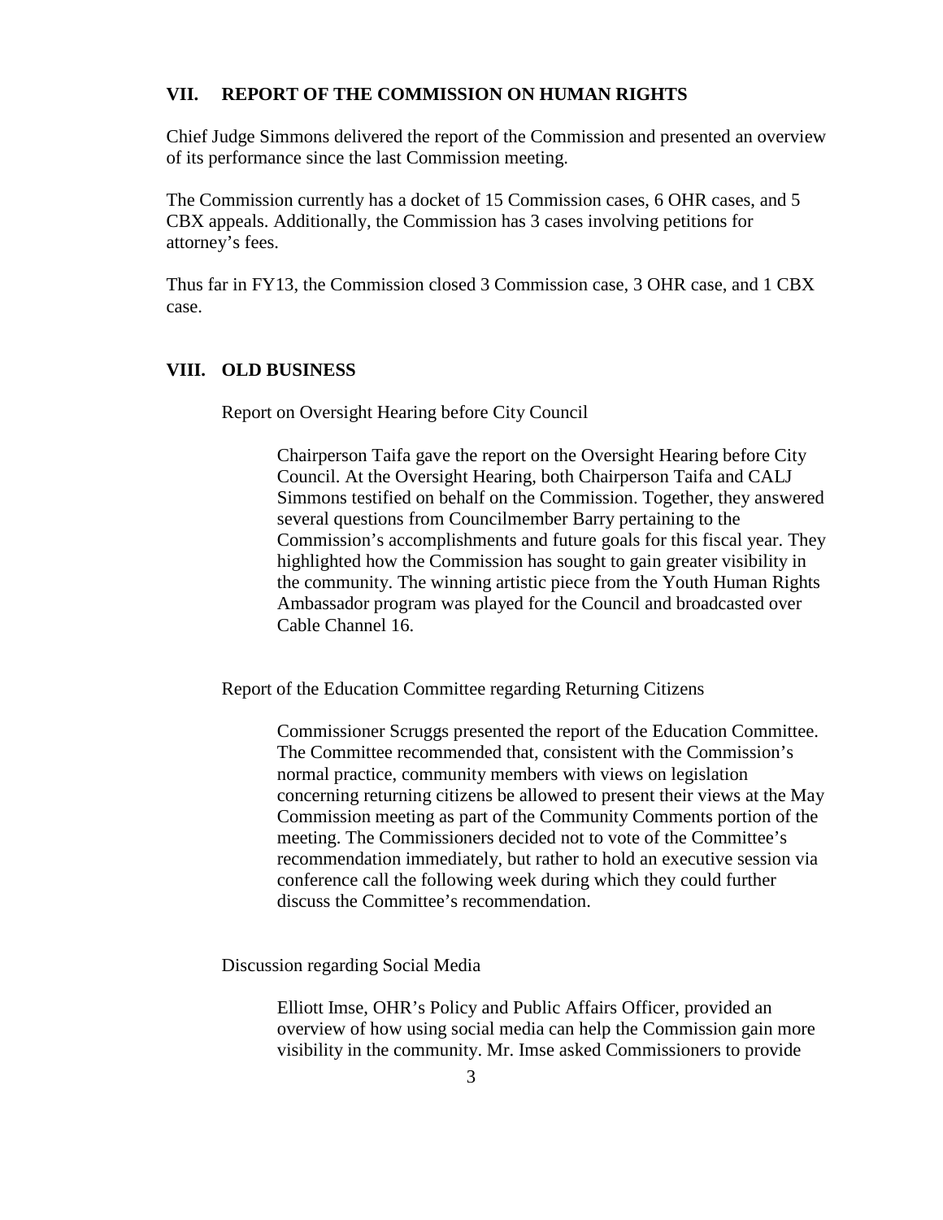## VII. REPORT OF THE COMMISSION ON HUMAN RIGHTS

Chief Judge Simmons delivered the report of the Commission and presented an overview of its performance since the last Commission meeting.

The Commission currently has a docket of 15 Commission cases, 6 OHR cases, and 5 CBX appeals. Additionally, the Commission has 3 cases involving petitions for attorney's fees.

Thus far in FY13, the Commission closed 3 Commission case, 3 OHR case, and 1 CBX case.

## VIII. OLD BUSINESS

Report on Oversight Hearing before City Council

> Chairperson Taifa gave the report on the Oversight Hearing before City Council. At the Oversight Hearing, both Chairperson Taifa and CALJ Simmons testified on behalf on the Commission. Together, they answered several questions from Councilmember Barry pertaining to the Commission's accomplishments and future goals for this fiscal year. They highlighted how the Commission has sought to gain greater visibility in the community. The winning artistic piece from the Youth Human Rights Ambassador program was played for the Council and broadcasted over Cable Channel 16.

Report of the Education Committee regarding Returning Citizens

> Commissioner Scruggs presented the report of the Education Committee. The Committee recommended that, consistent with the Commission's normal practice, community members with views on legislation concerning returning citizens be allowed to present their views at the May Commission meeting as part of the Community Comments portion of the meeting. The Commissioners decided not to vote of the Committee's recommendation immediately, but rather to hold an executive session via conference call the following week during which they could further discuss the Committee's recommendation.

Discussion regarding Social Media

> Elliott Imse, OHR's Policy and Public Affairs Officer, provided an overview of how using social media can help the Commission gain more visibility in the community. Mr. Imse asked Commissioners to provide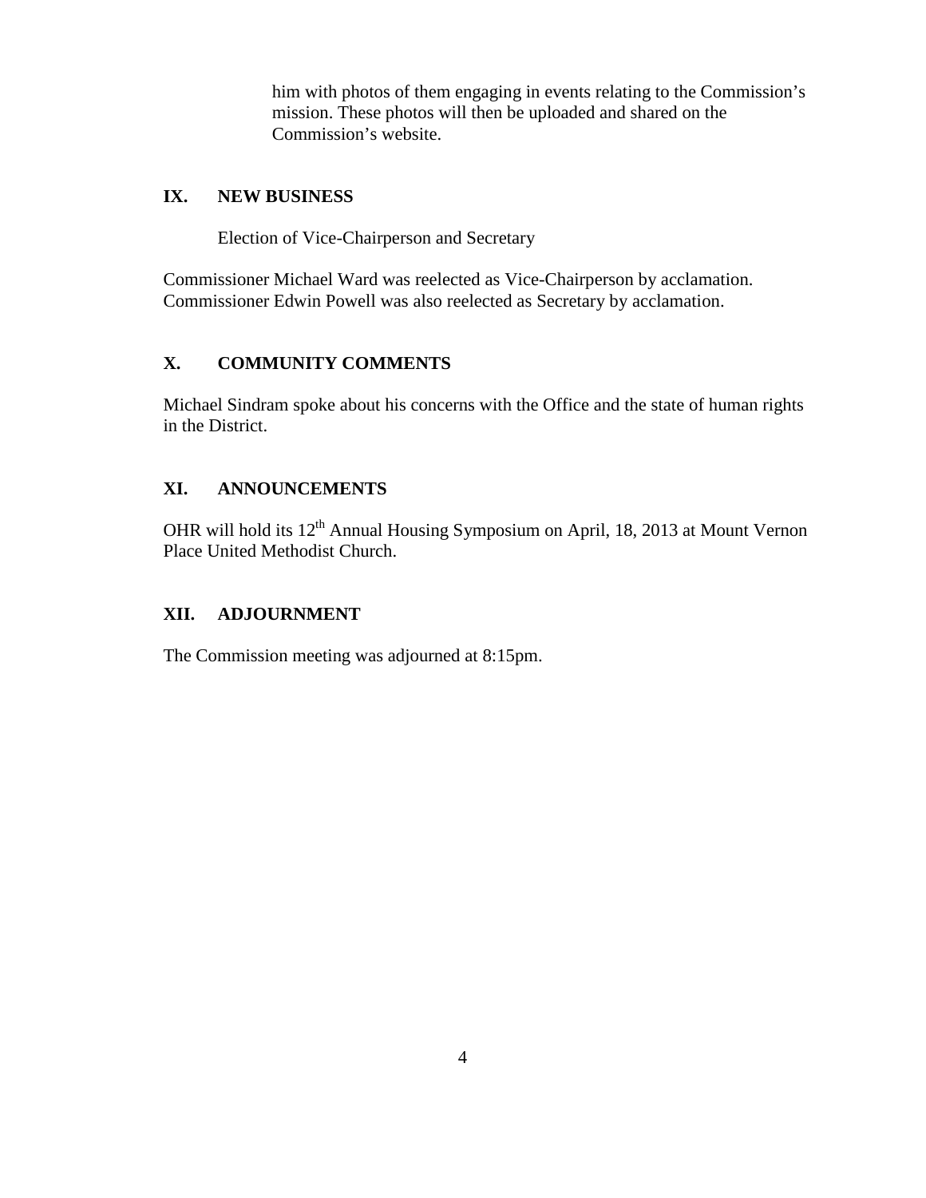him with photos of them engaging in events relating to the Commission's mission. These photos will then be uploaded and shared on the Commission's website.

## IX. NEW BUSINESS

Election of Vice-Chairperson and Secretary

Commissioner Michael Ward was reelected as Vice-Chairperson by acclamation. Commissioner Edwin Powell was also reelected as Secretary by acclamation.

## X. COMMUNITY COMMENTS

Michael Sindram spoke about his concerns with the Office and the state of human rights in the District.

## XI. ANNOUNCEMENTS

OHR will hold its 12th Annual Housing Symposium on April, 18, 2013 at Mount Vernon Place United Methodist Church.

## XII. ADJOURNMENT

The Commission meeting was adjourned at 8:15pm.